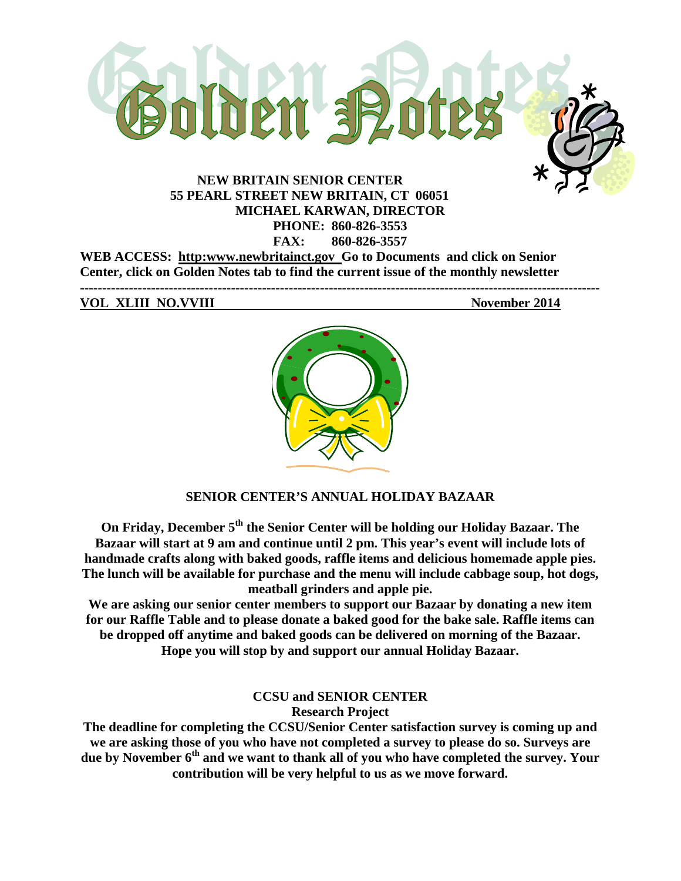# Golden Notes

**NEW BRITAIN SENIOR CENTER**
**55 PEARL STREET NEW BRITAIN, CT 06051**
**MICHAEL KARWAN, DIRECTOR**
**PHONE: 860-826-3553**
**FAX: 860-826-3557**

**WEB ACCESS: http:www.newbritainct.gov Go to Documents and click on Senior Center, click on Golden Notes tab to find the current issue of the monthly newsletter**

---

**VOL XLIII NO.VVIII** **November 2014**

## SENIOR CENTER'S ANNUAL HOLIDAY BAZAAR

**On Friday, December 5th the Senior Center will be holding our Holiday Bazaar. The Bazaar will start at 9 am and continue until 2 pm. This year's event will include lots of handmade crafts along with baked goods, raffle items and delicious homemade apple pies. The lunch will be available for purchase and the menu will include cabbage soup, hot dogs, meatball grinders and apple pie.**

**We are asking our senior center members to support our Bazaar by donating a new item for our Raffle Table and to please donate a baked good for the bake sale. Raffle items can be dropped off anytime and baked goods can be delivered on morning of the Bazaar. Hope you will stop by and support our annual Holiday Bazaar.**

## CCSU and SENIOR CENTER Research Project

**The deadline for completing the CCSU/Senior Center satisfaction survey is coming up and we are asking those of you who have not completed a survey to please do so. Surveys are due by November 6th and we want to thank all of you who have completed the survey. Your contribution will be very helpful to us as we move forward.**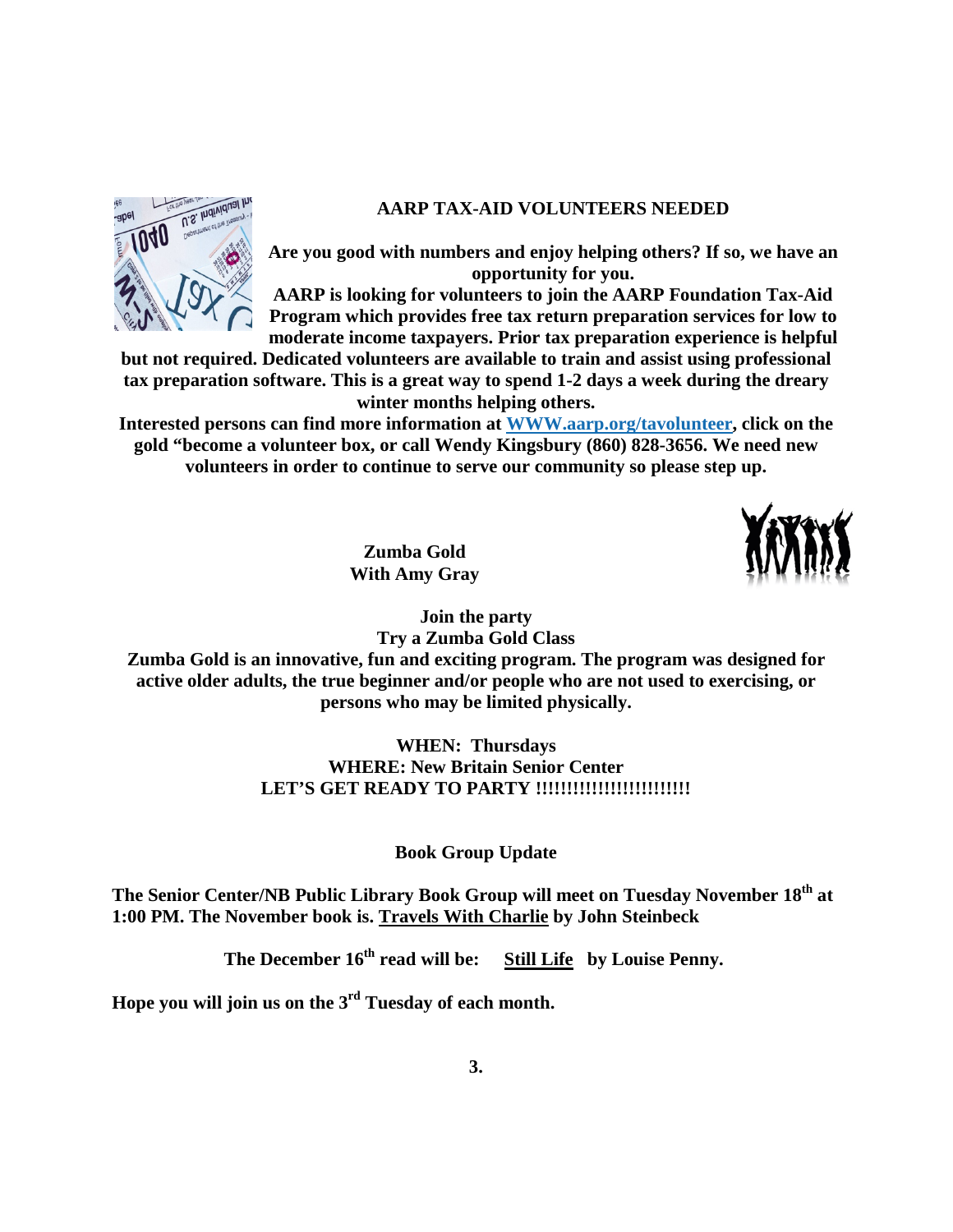## AARP TAX-AID VOLUNTEERS NEEDED

**Are you good with numbers and enjoy helping others? If so, we have an opportunity for you.**

**AARP is looking for volunteers to join the AARP Foundation Tax-Aid Program which provides free tax return preparation services for low to moderate income taxpayers. Prior tax preparation experience is helpful but not required. Dedicated volunteers are available to train and assist using professional tax preparation software. This is a great way to spend 1-2 days a week during the dreary winter months helping others.**

**Interested persons can find more information at WWW.aarp.org/tavolunteer, click on the gold "become a volunteer box, or call Wendy Kingsbury (860) 828-3656. We need new volunteers in order to continue to serve our community so please step up.**

## Zumba Gold
## With Amy Gray

**Join the party**
**Try a Zumba Gold Class**

**Zumba Gold is an innovative, fun and exciting program. The program was designed for active older adults, the true beginner and/or people who are not used to exercising, or persons who may be limited physically.**

**WHEN: Thursdays**
**WHERE: New Britain Senior Center**
**LET'S GET READY TO PARTY !!!!!!!!!!!!!!!!!!!!!!!!**

## Book Group Update

**The Senior Center/NB Public Library Book Group will meet on Tuesday November 18th at 1:00 PM. The November book is. Travels With Charlie by John Steinbeck**

**The December 16th read will be: Still Life by Louise Penny.**

**Hope you will join us on the 3rd Tuesday of each month.**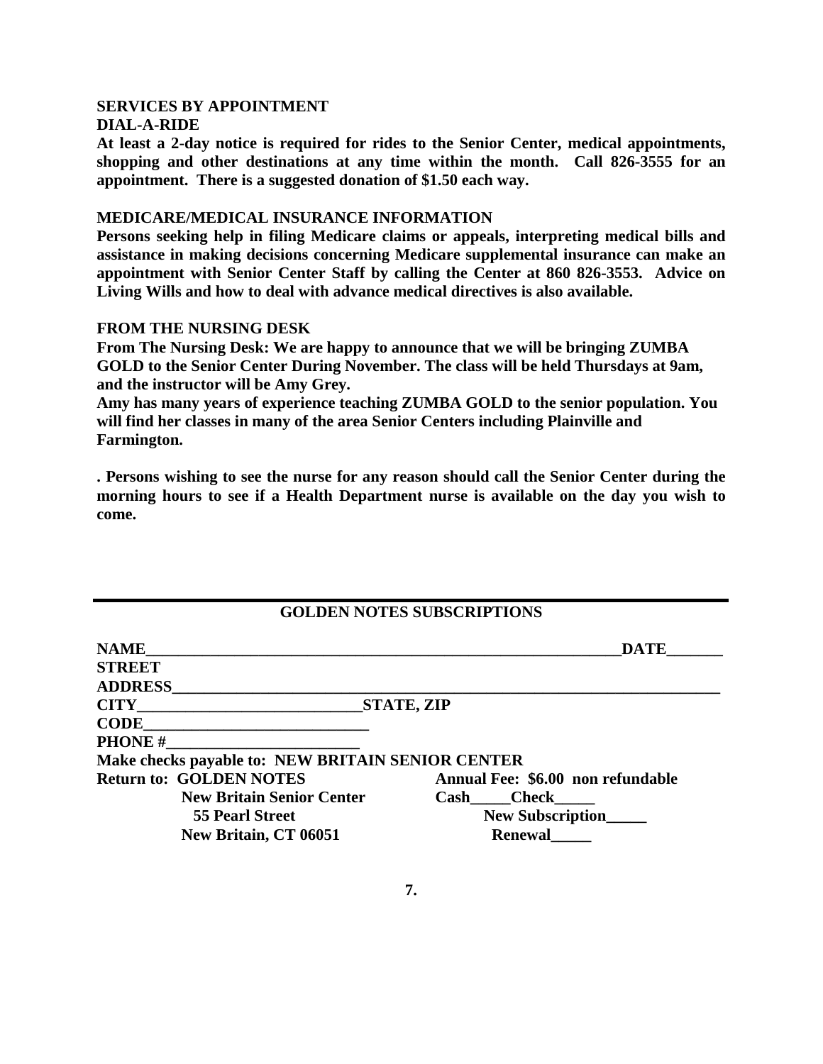## SERVICES BY APPOINTMENT

### DIAL-A-RIDE

**At least a 2-day notice is required for rides to the Senior Center, medical appointments, shopping and other destinations at any time within the month. Call 826-3555 for an appointment. There is a suggested donation of $1.50 each way.**

### MEDICARE/MEDICAL INSURANCE INFORMATION

**Persons seeking help in filing Medicare claims or appeals, interpreting medical bills and assistance in making decisions concerning Medicare supplemental insurance can make an appointment with Senior Center Staff by calling the Center at 860 826-3553. Advice on Living Wills and how to deal with advance medical directives is also available.**

### FROM THE NURSING DESK

**From The Nursing Desk: We are happy to announce that we will be bringing ZUMBA GOLD to the Senior Center During November. The class will be held Thursdays at 9am, and the instructor will be Amy Grey.**

**Amy has many years of experience teaching ZUMBA GOLD to the senior population. You will find her classes in many of the area Senior Centers including Plainville and Farmington.**

**. Persons wishing to see the nurse for any reason should call the Senior Center during the morning hours to see if a Health Department nurse is available on the day you wish to come.**

---

## GOLDEN NOTES SUBSCRIPTIONS

**NAME**\_\_\_\_\_\_\_\_\_\_\_\_\_\_\_\_\_\_\_\_\_\_\_\_\_\_\_\_\_\_\_\_\_\_\_\_\_\_\_\_\_\_\_\_\_\_\_\_\_\_\_\_\_\_\_\_\_\_\_\_**DATE**\_\_\_\_\_\_\_

**STREET**

**ADDRESS**\_\_\_\_\_\_\_\_\_\_\_\_\_\_\_\_\_\_\_\_\_\_\_\_\_\_\_\_\_\_\_\_\_\_\_\_\_\_\_\_\_\_\_\_\_\_\_\_\_\_\_\_\_\_\_\_\_\_\_\_\_\_\_\_\_\_\_\_

**CITY**\_\_\_\_\_\_\_\_\_\_\_\_\_\_\_\_\_\_\_\_\_\_\_\_\_\_\_\_**STATE, ZIP**

**CODE**\_\_\_\_\_\_\_\_\_\_\_\_\_\_\_\_\_\_\_\_\_\_\_\_\_\_\_\_

**PHONE #**\_\_\_\_\_\_\_\_\_\_\_\_\_\_\_\_\_\_\_\_\_\_\_\_\_

**Make checks payable to: NEW BRITAIN SENIOR CENTER**

**Return to: GOLDEN NOTES**
**New Britain Senior Center**
**55 Pearl Street**
**New Britain, CT 06051**

**Annual Fee: $6.00 non refundable**
**Cash\_\_\_\_\_Check\_\_\_\_\_**
**New Subscription\_\_\_\_\_**
**Renewal\_\_\_\_\_**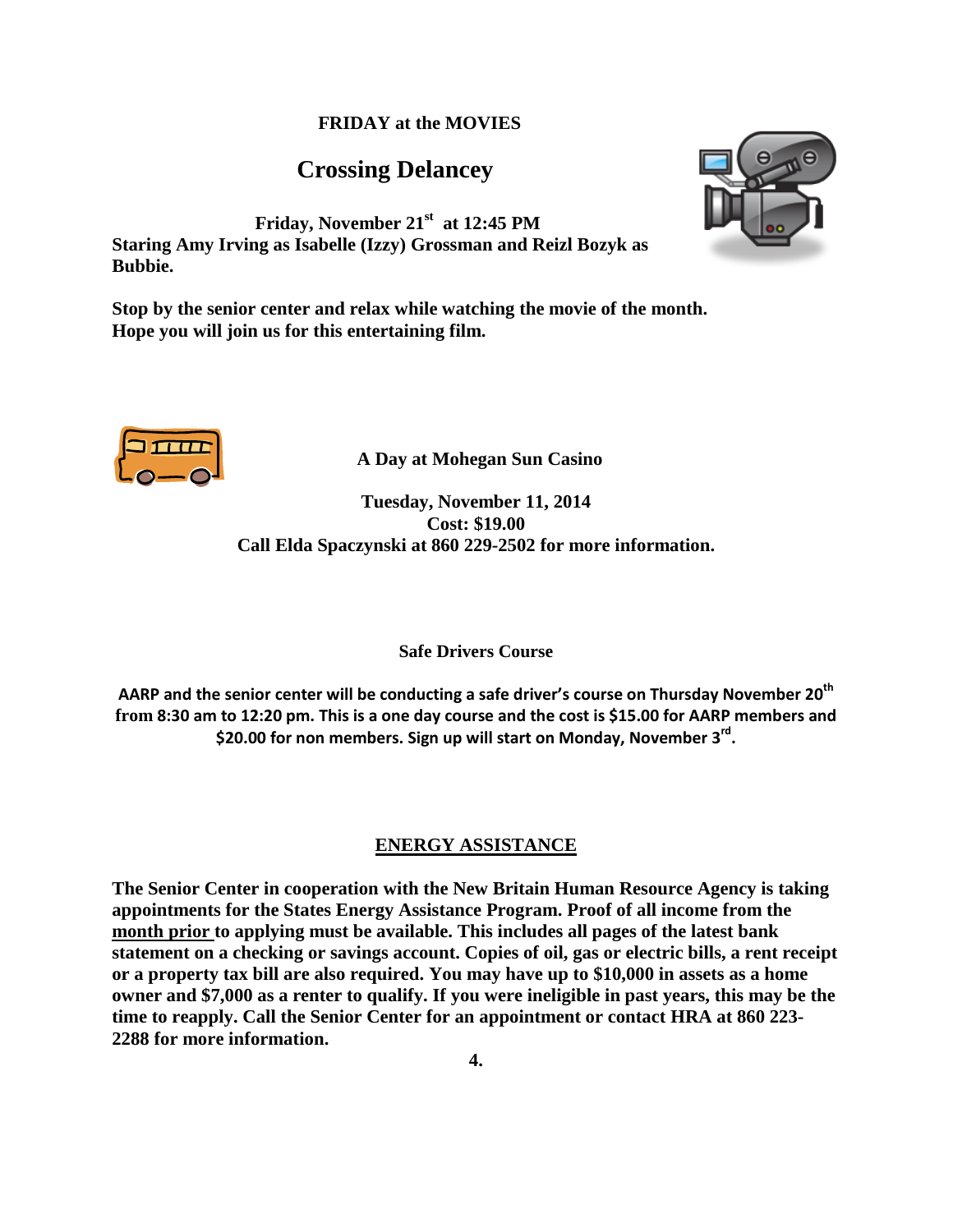**FRIDAY at the MOVIES**

## Crossing Delancey

**Friday, November 21st at 12:45 PM**
**Staring Amy Irving as Isabelle (Izzy) Grossman and Reizl Bozyk as Bubbie.**

**Stop by the senior center and relax while watching the movie of the month. Hope you will join us for this entertaining film.**

**A Day at Mohegan Sun Casino**

**Tuesday, November 11, 2014**
**Cost: $19.00**
**Call Elda Spaczynski at 860 229-2502 for more information.**

**Safe Drivers Course**

**AARP and the senior center will be conducting a safe driver's course on Thursday November 20th from 8:30 am to 12:20 pm. This is a one day course and the cost is $15.00 for AARP members and $20.00 for non members. Sign up will start on Monday, November 3rd.**

**ENERGY ASSISTANCE**

**The Senior Center in cooperation with the New Britain Human Resource Agency is taking appointments for the States Energy Assistance Program. Proof of all income from the month prior to applying must be available. This includes all pages of the latest bank statement on a checking or savings account. Copies of oil, gas or electric bills, a rent receipt or a property tax bill are also required. You may have up to $10,000 in assets as a home owner and $7,000 as a renter to qualify. If you were ineligible in past years, this may be the time to reapply. Call the Senior Center for an appointment or contact HRA at 860 223-2288 for more information.**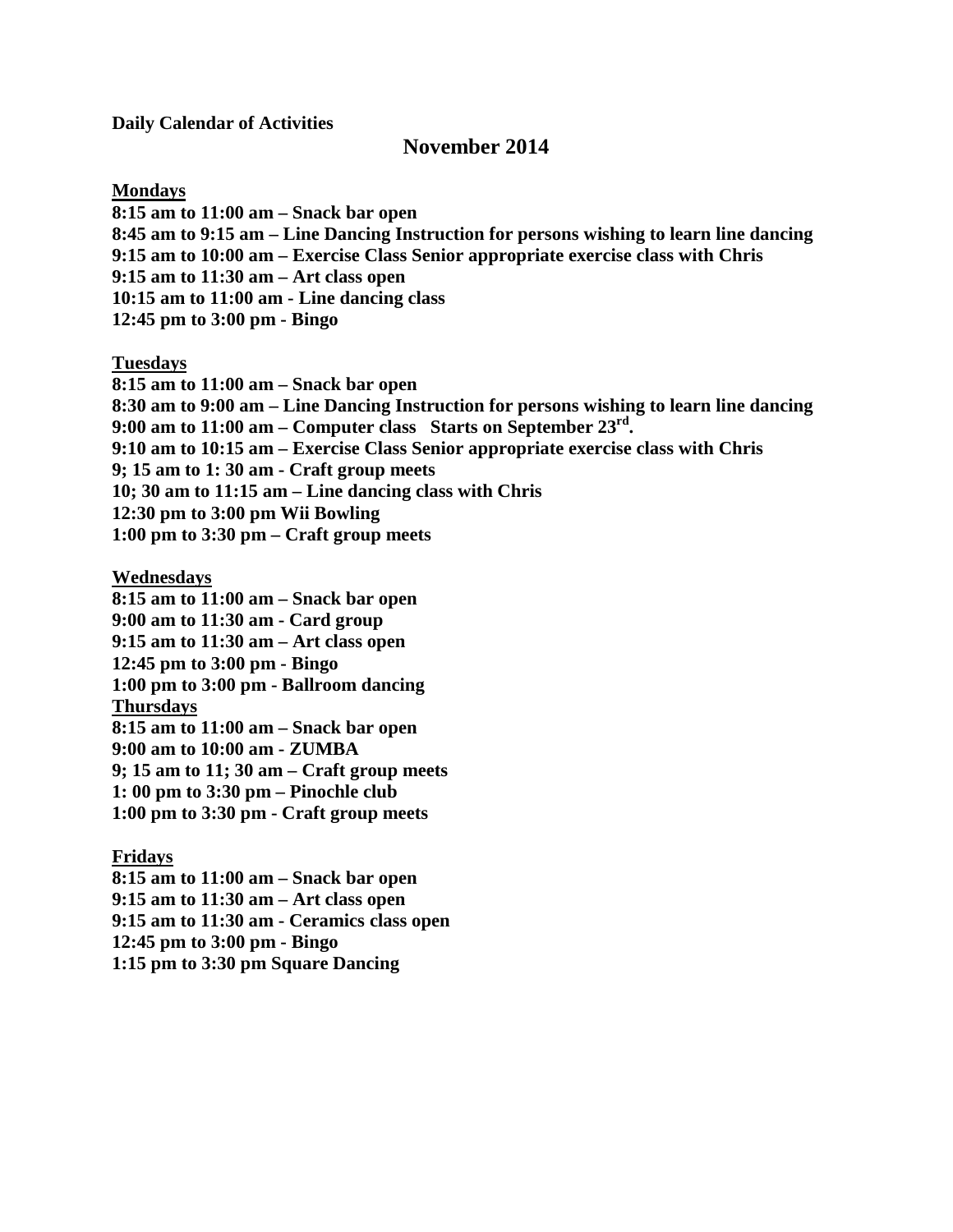**Daily Calendar of Activities**

## November 2014

**Mondays**

**8:15 am to 11:00 am – Snack bar open**
**8:45 am to 9:15 am – Line Dancing Instruction for persons wishing to learn line dancing**
**9:15 am to 10:00 am – Exercise Class Senior appropriate exercise class with Chris**
**9:15 am to 11:30 am – Art class open**
**10:15 am to 11:00 am - Line dancing class**
**12:45 pm to 3:00 pm - Bingo**

**Tuesdays**

**8:15 am to 11:00 am – Snack bar open**
**8:30 am to 9:00 am – Line Dancing Instruction for persons wishing to learn line dancing**
**9:00 am to 11:00 am – Computer class Starts on September 23rd.**
**9:10 am to 10:15 am – Exercise Class Senior appropriate exercise class with Chris**
**9; 15 am to 1: 30 am - Craft group meets**
**10; 30 am to 11:15 am – Line dancing class with Chris**
**12:30 pm to 3:00 pm Wii Bowling**
**1:00 pm to 3:30 pm – Craft group meets**

**Wednesdays**

**8:15 am to 11:00 am – Snack bar open**
**9:00 am to 11:30 am - Card group**
**9:15 am to 11:30 am – Art class open**
**12:45 pm to 3:00 pm - Bingo**
**1:00 pm to 3:00 pm - Ballroom dancing**

**Thursdays**

**8:15 am to 11:00 am – Snack bar open**
**9:00 am to 10:00 am - ZUMBA**
**9; 15 am to 11; 30 am – Craft group meets**
**1: 00 pm to 3:30 pm – Pinochle club**
**1:00 pm to 3:30 pm - Craft group meets**

**Fridays**

**8:15 am to 11:00 am – Snack bar open**
**9:15 am to 11:30 am – Art class open**
**9:15 am to 11:30 am - Ceramics class open**
**12:45 pm to 3:00 pm - Bingo**
**1:15 pm to 3:30 pm Square Dancing**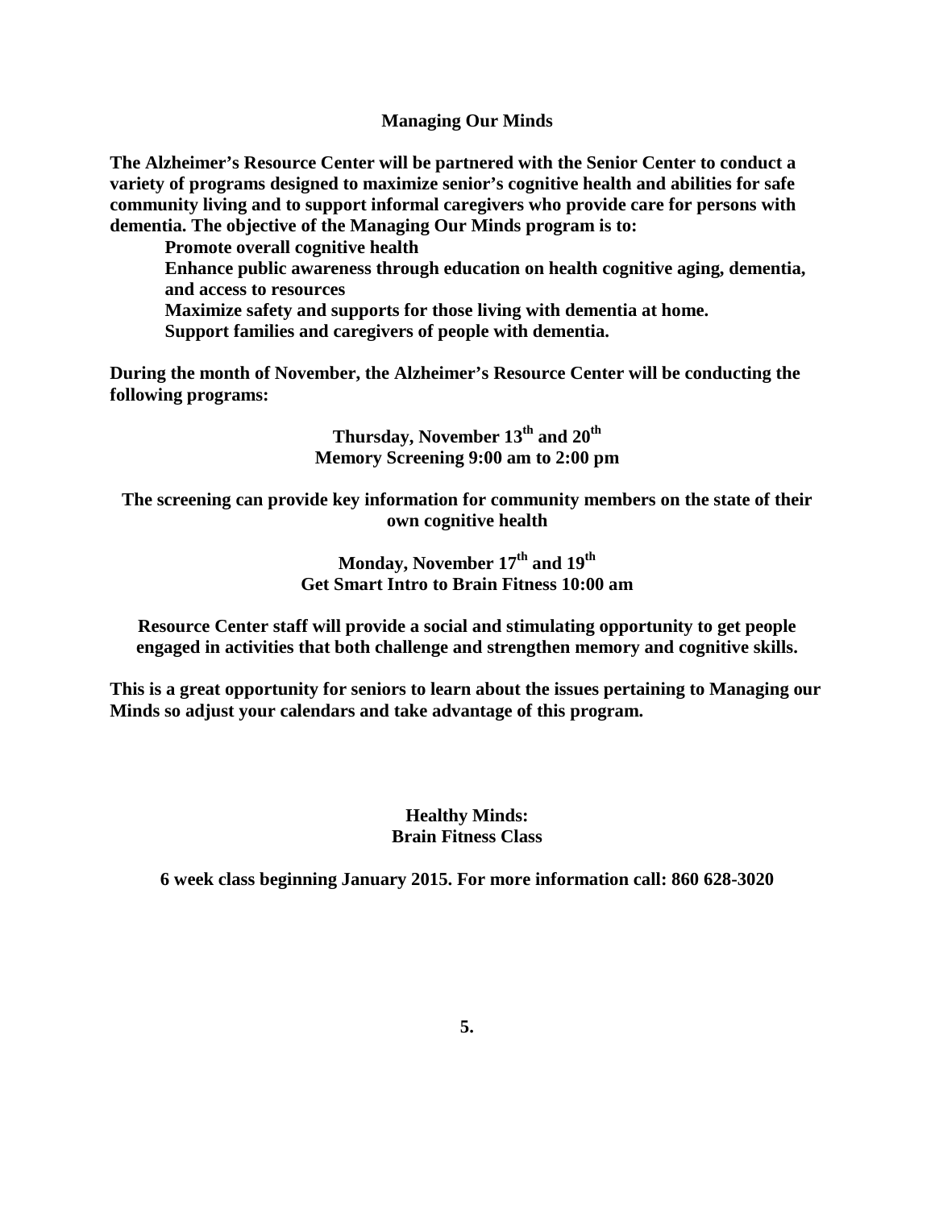## Managing Our Minds

**The Alzheimer's Resource Center will be partnered with the Senior Center to conduct a variety of programs designed to maximize senior's cognitive health and abilities for safe community living and to support informal caregivers who provide care for persons with dementia. The objective of the Managing Our Minds program is to:**

- **Promote overall cognitive health**
- **Enhance public awareness through education on health cognitive aging, dementia, and access to resources**
- **Maximize safety and supports for those living with dementia at home.**
- **Support families and caregivers of people with dementia.**

**During the month of November, the Alzheimer's Resource Center will be conducting the following programs:**

**Thursday, November 13th and 20th**
**Memory Screening 9:00 am to 2:00 pm**

**The screening can provide key information for community members on the state of their own cognitive health**

**Monday, November 17th and 19th**
**Get Smart Intro to Brain Fitness 10:00 am**

**Resource Center staff will provide a social and stimulating opportunity to get people engaged in activities that both challenge and strengthen memory and cognitive skills.**

**This is a great opportunity for seniors to learn about the issues pertaining to Managing our Minds so adjust your calendars and take advantage of this program.**

## Healthy Minds: Brain Fitness Class

**6 week class beginning January 2015. For more information call: 860 628-3020**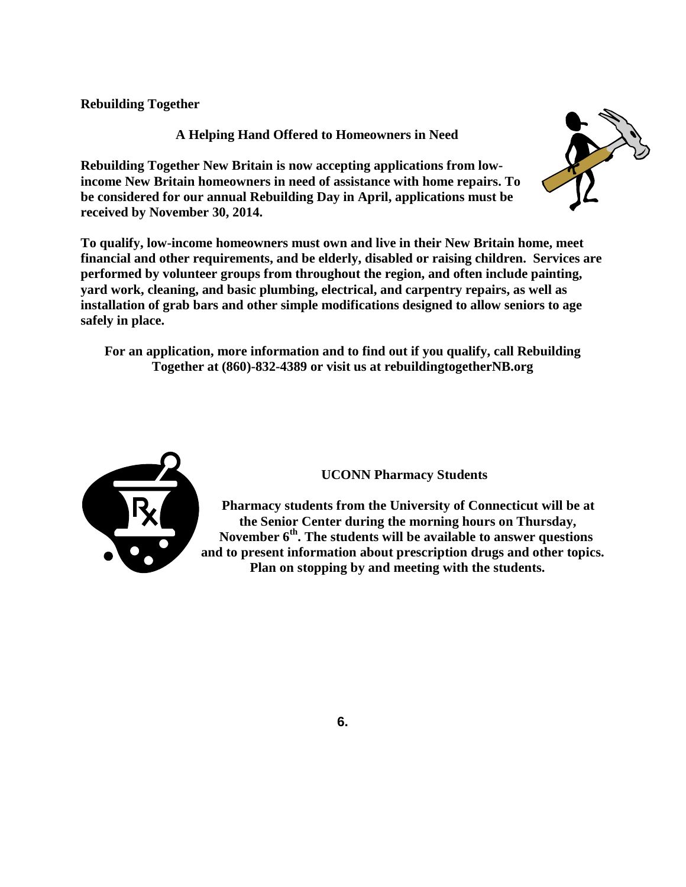**Rebuilding Together**

**A Helping Hand Offered to Homeowners in Need**

**Rebuilding Together New Britain is now accepting applications from low-income New Britain homeowners in need of assistance with home repairs. To be considered for our annual Rebuilding Day in April, applications must be received by November 30, 2014.**

**To qualify, low-income homeowners must own and live in their New Britain home, meet financial and other requirements, and be elderly, disabled or raising children. Services are performed by volunteer groups from throughout the region, and often include painting, yard work, cleaning, and basic plumbing, electrical, and carpentry repairs, as well as installation of grab bars and other simple modifications designed to allow seniors to age safely in place.**

**For an application, more information and to find out if you qualify, call Rebuilding Together at (860)-832-4389 or visit us at rebuildingtogetherNB.org**

**UCONN Pharmacy Students**

**Pharmacy students from the University of Connecticut will be at the Senior Center during the morning hours on Thursday, November 6th. The students will be available to answer questions and to present information about prescription drugs and other topics. Plan on stopping by and meeting with the students.**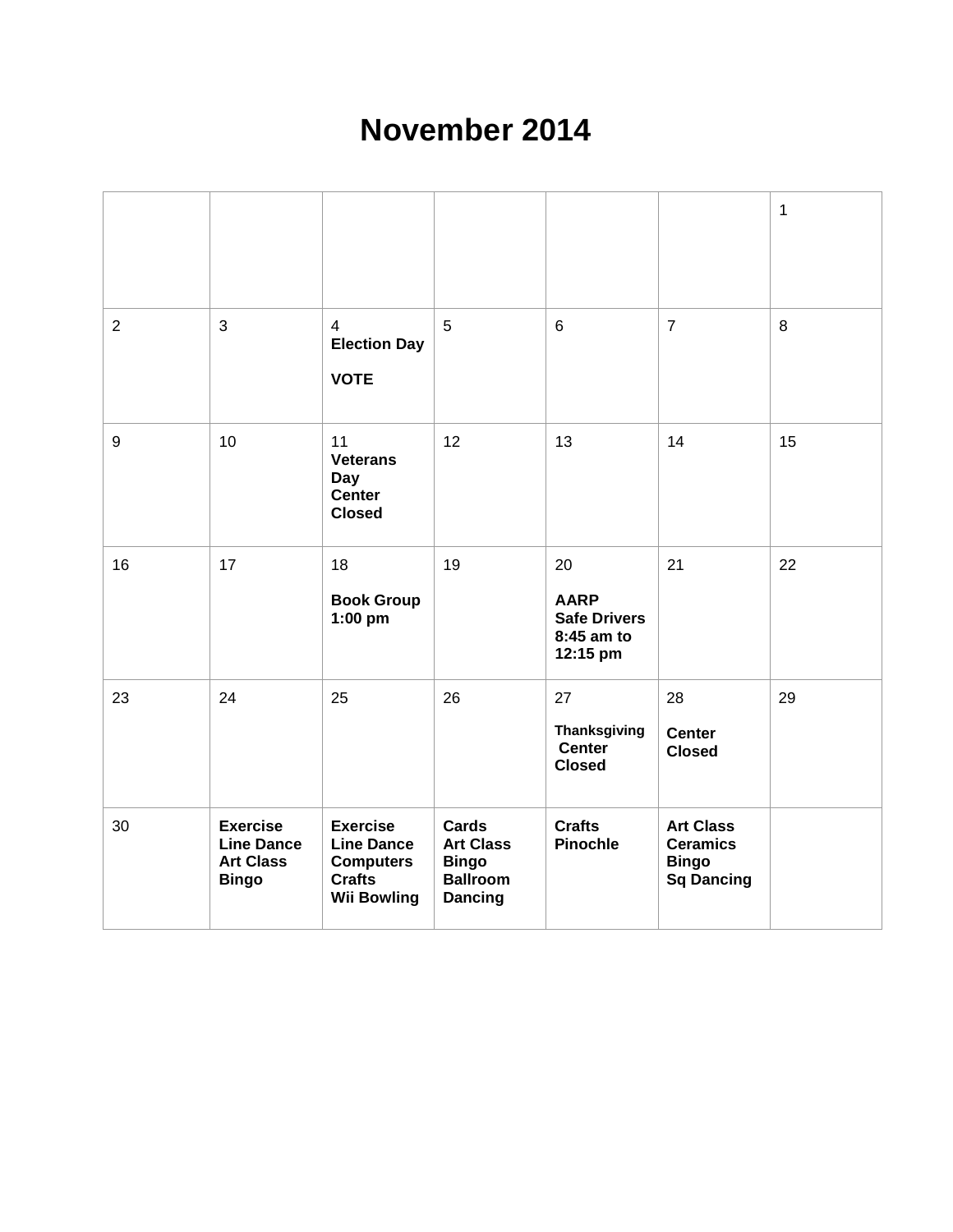# November 2014

| | | | | | | |
|---|---|---|---|---|---|---|
| | | | | | | 1 |
| 2 | 3 | 4 **Election Day** **VOTE** | 5 | 6 | 7 | 8 |
| 9 | 10 | 11 **Veterans Day Center Closed** | 12 | 13 | 14 | 15 |
| 16 | 17 | 18 **Book Group 1:00 pm** | 19 | 20 **AARP Safe Drivers 8:45 am to 12:15 pm** | 21 | 22 |
| 23 | 24 | 25 | 26 | 27 **Thanksgiving Center Closed** | 28 **Center Closed** | 29 |
| 30 | **Exercise Line Dance Art Class Bingo** | **Exercise Line Dance Computers Crafts Wii Bowling** | **Cards Art Class Bingo Ballroom Dancing** | **Crafts Pinochle** | **Art Class Ceramics Bingo Sq Dancing** | |